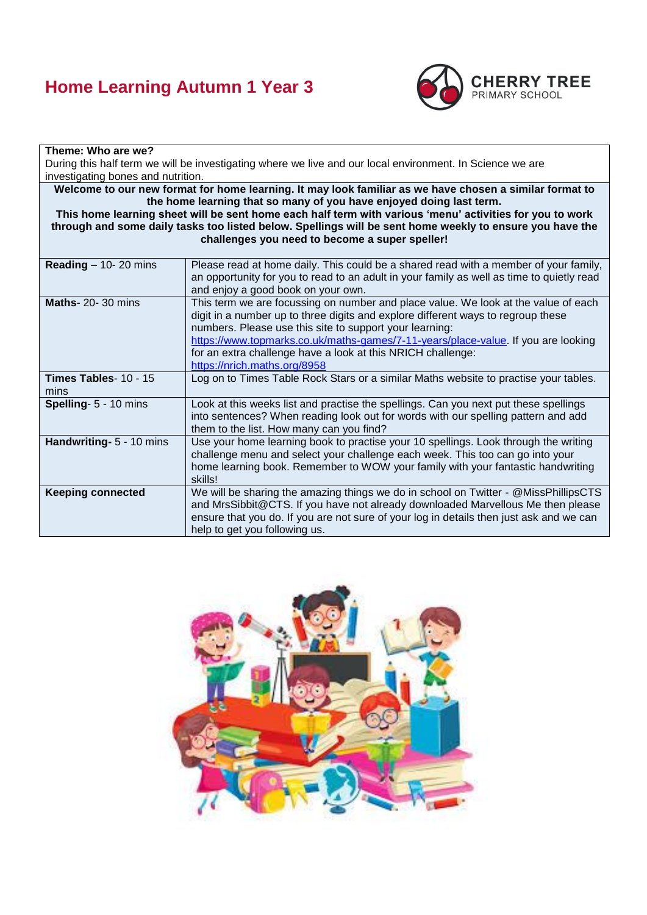# Home Learning Autumn 1 Year 3

CHERRY TREE PRIMARY SCHOOL

**Theme: Who are we?**

During this half term we will be investigating where we live and our local environment. In Science we are investigating bones and nutrition.

**Welcome to our new format for home learning. It may look familiar as we have chosen a similar format to the home learning that so many of you have enjoyed doing last term.**

**This home learning sheet will be sent home each half term with various 'menu' activities for you to work through and some daily tasks too listed below. Spellings will be sent home weekly to ensure you have the challenges you need to become a super speller!**

| | |
|---|---|
| **Reading** – 10- 20 mins | Please read at home daily. This could be a shared read with a member of your family, an opportunity for you to read to an adult in your family as well as time to quietly read and enjoy a good book on your own. |
| **Maths**- 20- 30 mins | This term we are focussing on number and place value. We look at the value of each digit in a number up to three digits and explore different ways to regroup these numbers. Please use this site to support your learning: https://www.topmarks.co.uk/maths-games/7-11-years/place-value. If you are looking for an extra challenge have a look at this NRICH challenge: https://nrich.maths.org/8958 |
| **Times Tables**- 10 - 15 mins | Log on to Times Table Rock Stars or a similar Maths website to practise your tables. |
| **Spelling**- 5 - 10 mins | Look at this weeks list and practise the spellings. Can you next put these spellings into sentences? When reading look out for words with our spelling pattern and add them to the list. How many can you find? |
| **Handwriting**- 5 - 10 mins | Use your home learning book to practise your 10 spellings. Look through the writing challenge menu and select your challenge each week. This too can go into your home learning book. Remember to WOW your family with your fantastic handwriting skills! |
| **Keeping connected** | We will be sharing the amazing things we do in school on Twitter - @MissPhillipsCTS and MrsSibbit@CTS. If you have not already downloaded Marvellous Me then please ensure that you do. If you are not sure of your log in details then just ask and we can help to get you following us. |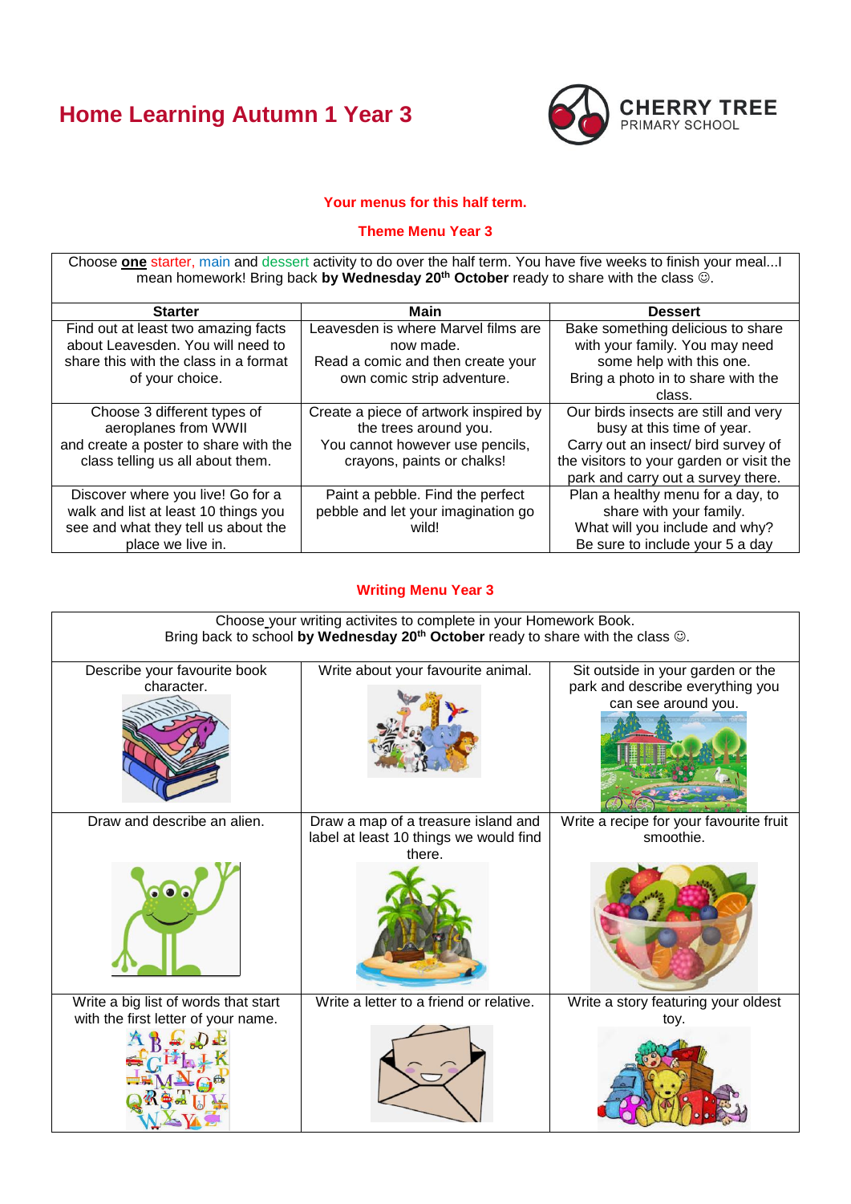# Home Learning Autumn 1 Year 3

CHERRY TREE
PRIMARY SCHOOL

**Your menus for this half term.**

**Theme Menu Year 3**

Choose **one** starter, main and dessert activity to do over the half term. You have five weeks to finish your meal...I mean homework! Bring back **by Wednesday 20th October** ready to share with the class ☺.

| Starter | Main | Dessert |
|---|---|---|
| Find out at least two amazing facts about Leavesden. You will need to share this with the class in a format of your choice. | Leavesden is where Marvel films are now made. Read a comic and then create your own comic strip adventure. | Bake something delicious to share with your family. You may need some help with this one. Bring a photo in to share with the class. |
| Choose 3 different types of aeroplanes from WWII and create a poster to share with the class telling us all about them. | Create a piece of artwork inspired by the trees around you. You cannot however use pencils, crayons, paints or chalks! | Our birds insects are still and very busy at this time of year. Carry out an insect/ bird survey of the visitors to your garden or visit the park and carry out a survey there. |
| Discover where you live! Go for a walk and list at least 10 things you see and what they tell us about the place we live in. | Paint a pebble. Find the perfect pebble and let your imagination go wild! | Plan a healthy menu for a day, to share with your family. What will you include and why? Be sure to include your 5 a day |

**Writing Menu Year 3**

Choose your writing activites to complete in your Homework Book.
Bring back to school **by Wednesday 20th October** ready to share with the class ☺.

| | | |
|---|---|---|
| Describe your favourite book character. | Write about your favourite animal. | Sit outside in your garden or the park and describe everything you can see around you. |
| Draw and describe an alien. | Draw a map of a treasure island and label at least 10 things we would find there. | Write a recipe for your favourite fruit smoothie. |
| Write a big list of words that start with the first letter of your name. | Write a letter to a friend or relative. | Write a story featuring your oldest toy. |